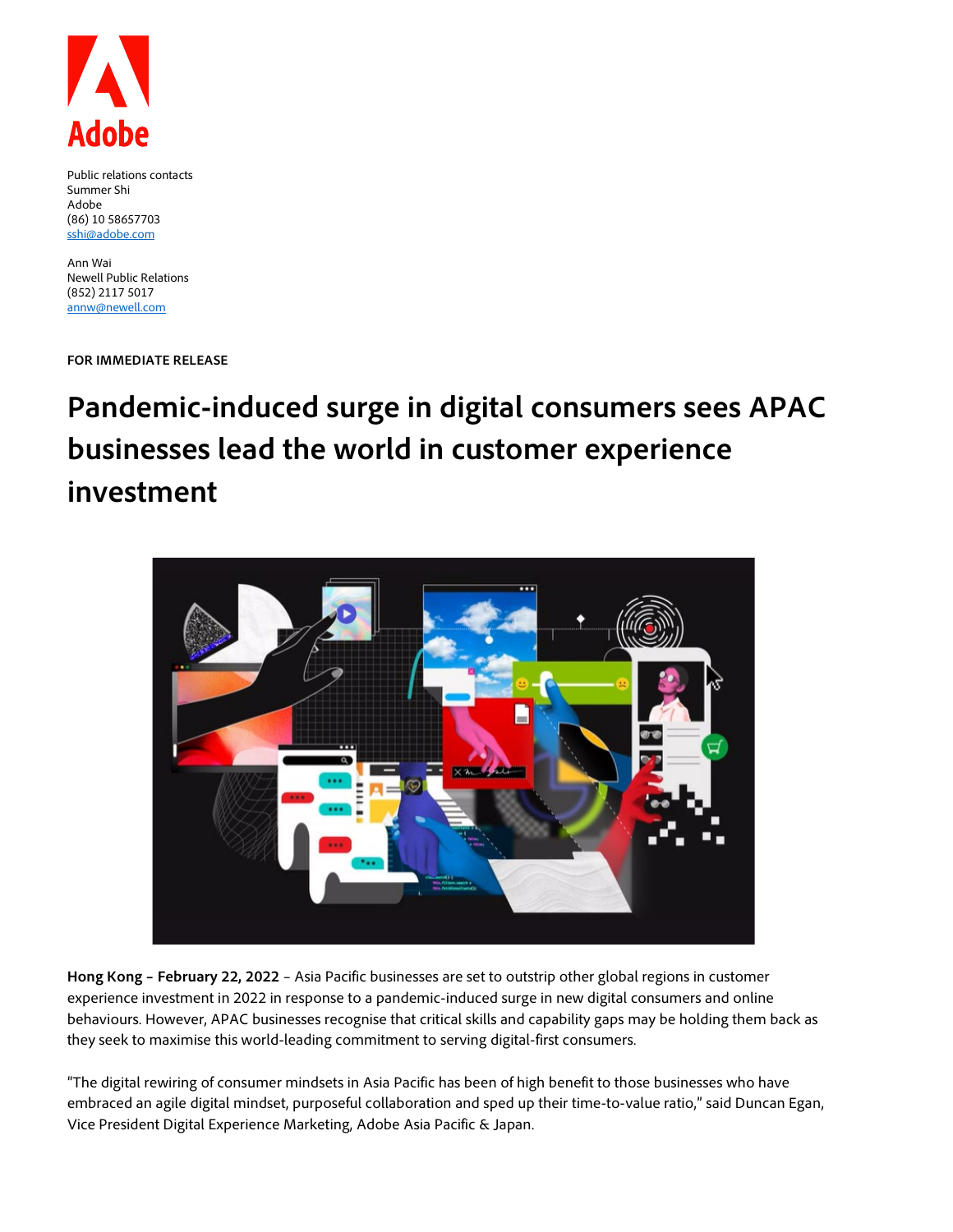Public relations contacts
Summer Shi
Adobe
(86) 10 58657703
sshi@adobe.com

Ann Wai
Newell Public Relations
(852) 2117 5017
annw@newell.com

**FOR IMMEDIATE RELEASE**

# Pandemic-induced surge in digital consumers sees APAC businesses lead the world in customer experience investment

**Hong Kong – February 22, 2022** – Asia Pacific businesses are set to outstrip other global regions in customer experience investment in 2022 in response to a pandemic-induced surge in new digital consumers and online behaviours. However, APAC businesses recognise that critical skills and capability gaps may be holding them back as they seek to maximise this world-leading commitment to serving digital-first consumers.

"The digital rewiring of consumer mindsets in Asia Pacific has been of high benefit to those businesses who have embraced an agile digital mindset, purposeful collaboration and sped up their time-to-value ratio," said Duncan Egan, Vice President Digital Experience Marketing, Adobe Asia Pacific & Japan.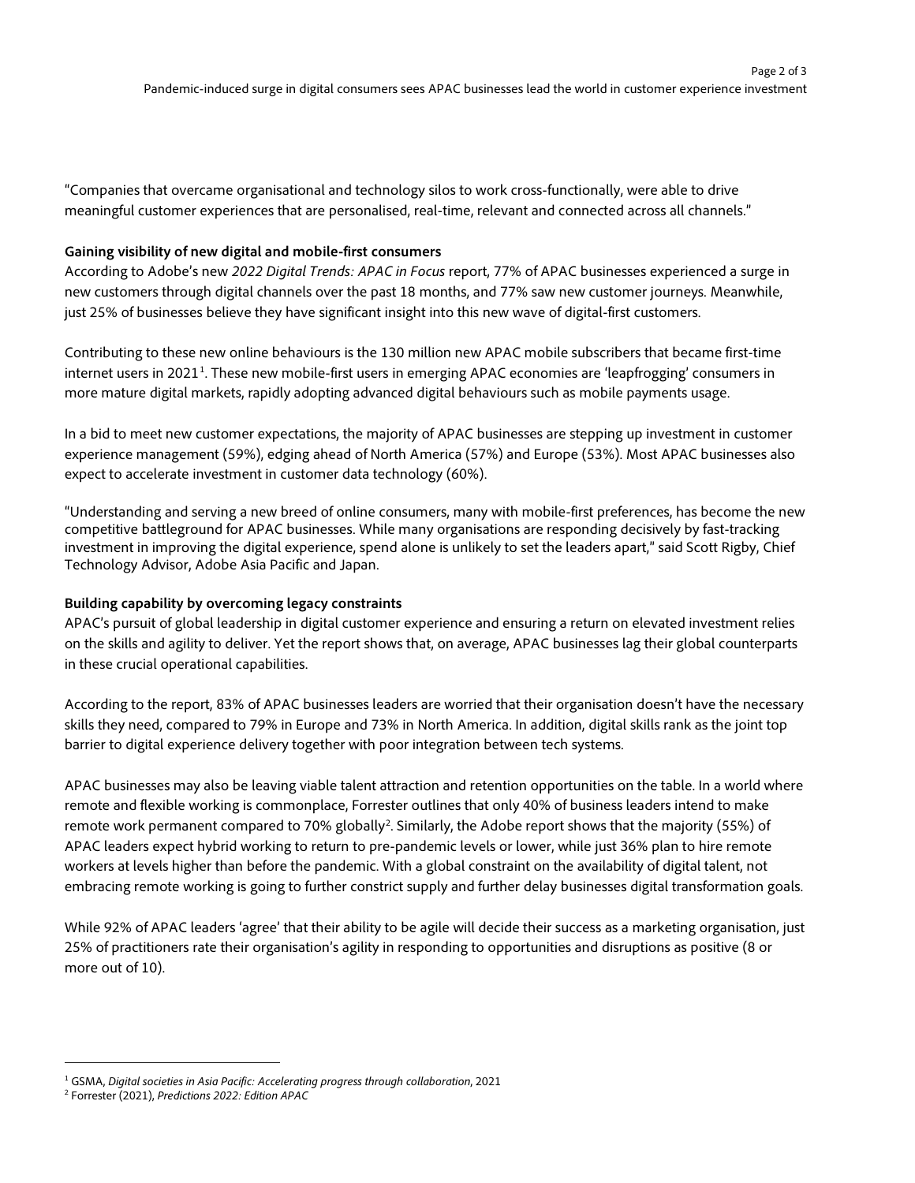"Companies that overcame organisational and technology silos to work cross-functionally, were able to drive meaningful customer experiences that are personalised, real-time, relevant and connected across all channels."

**Gaining visibility of new digital and mobile-first consumers**

According to Adobe's new *2022 Digital Trends: APAC in Focus* report, 77% of APAC businesses experienced a surge in new customers through digital channels over the past 18 months, and 77% saw new customer journeys. Meanwhile, just 25% of businesses believe they have significant insight into this new wave of digital-first customers.

Contributing to these new online behaviours is the 130 million new APAC mobile subscribers that became first-time internet users in 2021[1]. These new mobile-first users in emerging APAC economies are 'leapfrogging' consumers in more mature digital markets, rapidly adopting advanced digital behaviours such as mobile payments usage.

In a bid to meet new customer expectations, the majority of APAC businesses are stepping up investment in customer experience management (59%), edging ahead of North America (57%) and Europe (53%). Most APAC businesses also expect to accelerate investment in customer data technology (60%).

"Understanding and serving a new breed of online consumers, many with mobile-first preferences, has become the new competitive battleground for APAC businesses. While many organisations are responding decisively by fast-tracking investment in improving the digital experience, spend alone is unlikely to set the leaders apart," said Scott Rigby, Chief Technology Advisor, Adobe Asia Pacific and Japan.

**Building capability by overcoming legacy constraints**

APAC's pursuit of global leadership in digital customer experience and ensuring a return on elevated investment relies on the skills and agility to deliver. Yet the report shows that, on average, APAC businesses lag their global counterparts in these crucial operational capabilities.

According to the report, 83% of APAC businesses leaders are worried that their organisation doesn't have the necessary skills they need, compared to 79% in Europe and 73% in North America. In addition, digital skills rank as the joint top barrier to digital experience delivery together with poor integration between tech systems.

APAC businesses may also be leaving viable talent attraction and retention opportunities on the table. In a world where remote and flexible working is commonplace, Forrester outlines that only 40% of business leaders intend to make remote work permanent compared to 70% globally[2]. Similarly, the Adobe report shows that the majority (55%) of APAC leaders expect hybrid working to return to pre-pandemic levels or lower, while just 36% plan to hire remote workers at levels higher than before the pandemic. With a global constraint on the availability of digital talent, not embracing remote working is going to further constrict supply and further delay businesses digital transformation goals.

While 92% of APAC leaders 'agree' that their ability to be agile will decide their success as a marketing organisation, just 25% of practitioners rate their organisation's agility in responding to opportunities and disruptions as positive (8 or more out of 10).

---

[1] GSMA, *Digital societies in Asia Pacific: Accelerating progress through collaboration*, 2021

[2] Forrester (2021), *Predictions 2022: Edition APAC*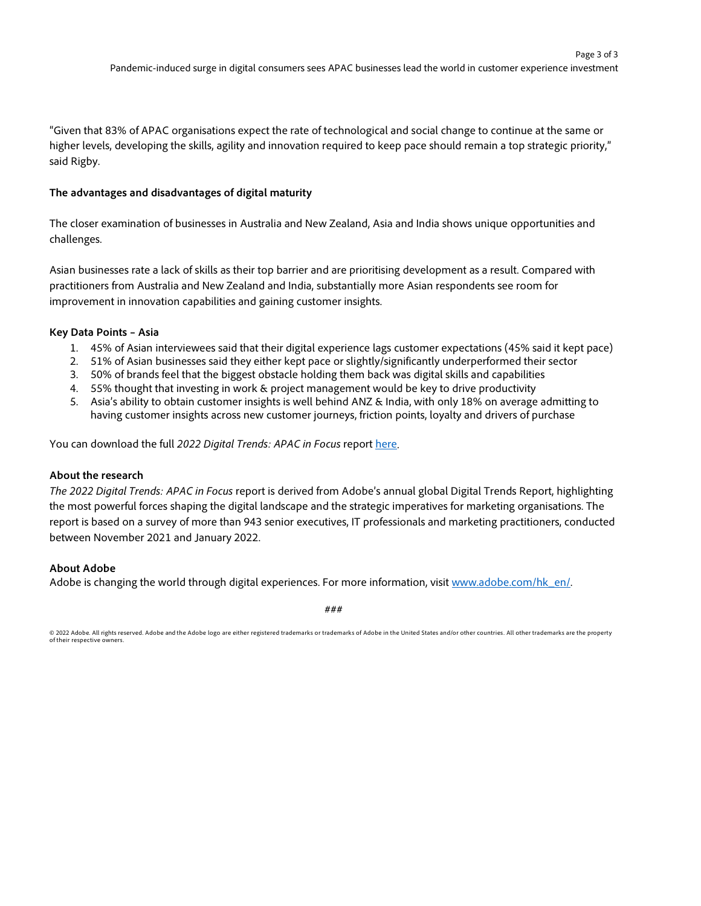"Given that 83% of APAC organisations expect the rate of technological and social change to continue at the same or higher levels, developing the skills, agility and innovation required to keep pace should remain a top strategic priority," said Rigby.

**The advantages and disadvantages of digital maturity**

The closer examination of businesses in Australia and New Zealand, Asia and India shows unique opportunities and challenges.

Asian businesses rate a lack of skills as their top barrier and are prioritising development as a result. Compared with practitioners from Australia and New Zealand and India, substantially more Asian respondents see room for improvement in innovation capabilities and gaining customer insights.

**Key Data Points – Asia**

1. 45% of Asian interviewees said that their digital experience lags customer expectations (45% said it kept pace)
2. 51% of Asian businesses said they either kept pace or slightly/significantly underperformed their sector
3. 50% of brands feel that the biggest obstacle holding them back was digital skills and capabilities
4. 55% thought that investing in work & project management would be key to drive productivity
5. Asia's ability to obtain customer insights is well behind ANZ & India, with only 18% on average admitting to having customer insights across new customer journeys, friction points, loyalty and drivers of purchase

You can download the full *2022 Digital Trends: APAC in Focus* report here.

**About the research**

*The 2022 Digital Trends: APAC in Focus* report is derived from Adobe's annual global Digital Trends Report, highlighting the most powerful forces shaping the digital landscape and the strategic imperatives for marketing organisations. The report is based on a survey of more than 943 senior executives, IT professionals and marketing practitioners, conducted between November 2021 and January 2022.

**About Adobe**

Adobe is changing the world through digital experiences. For more information, visit www.adobe.com/hk_en/.

###

© 2022 Adobe. All rights reserved. Adobe and the Adobe logo are either registered trademarks or trademarks of Adobe in the United States and/or other countries. All other trademarks are the property of their respective owners.